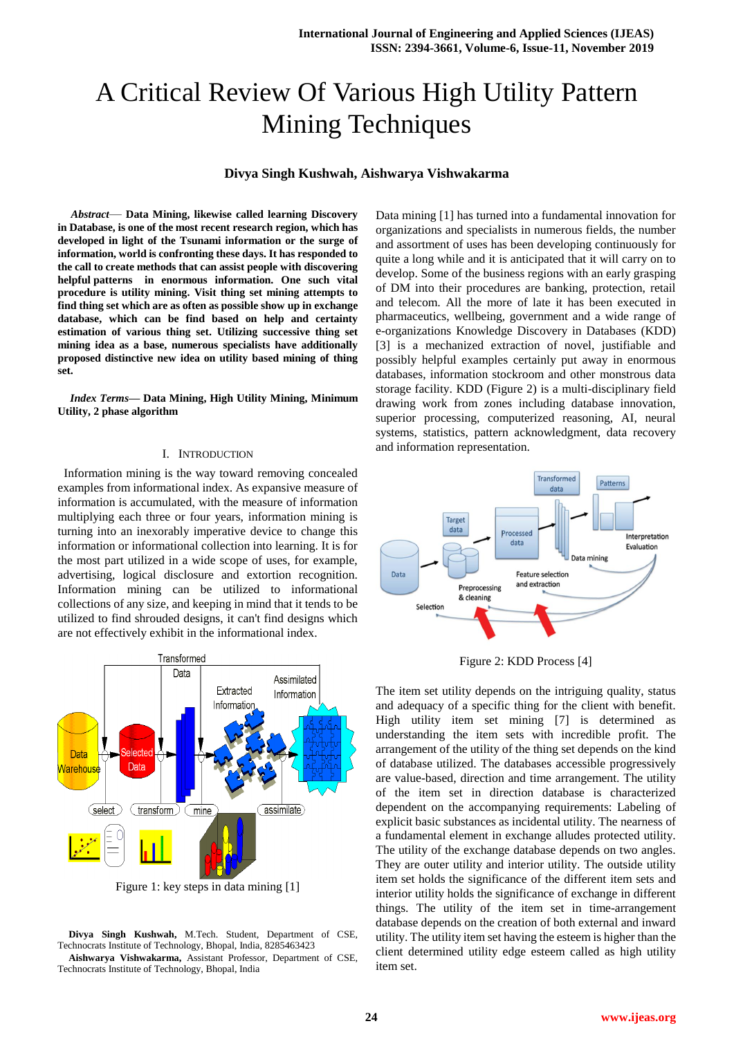# A Critical Review Of Various High Utility Pattern Mining Techniques

**Divya Singh Kushwah, Aishwarya Vishwakarma**

***Abstract*— Data Mining, likewise called learning Discovery in Database, is one of the most recent research region, which has developed in light of the Tsunami information or the surge of information, world is confronting these days. It has responded to the call to create methods that can assist people with discovering helpful patterns in enormous information. One such vital procedure is utility mining. Visit thing set mining attempts to find thing set which are as often as possible show up in exchange database, which can be find based on help and certainty estimation of various thing set. Utilizing successive thing set mining idea as a base, numerous specialists have additionally proposed distinctive new idea on utility based mining of thing set.**

***Index Terms*— Data Mining, High Utility Mining, Minimum Utility, 2 phase algorithm**

## I. INTRODUCTION

Information mining is the way toward removing concealed examples from informational index. As expansive measure of information is accumulated, with the measure of information multiplying each three or four years, information mining is turning into an inexorably imperative device to change this information or informational collection into learning. It is for the most part utilized in a wide scope of uses, for example, advertising, logical disclosure and extortion recognition. Information mining can be utilized to informational collections of any size, and keeping in mind that it tends to be utilized to find shrouded designs, it can't find designs which are not effectively exhibit in the informational index.

Figure 1: key steps in data mining [1]

Data mining [1] has turned into a fundamental innovation for organizations and specialists in numerous fields, the number and assortment of uses has been developing continuously for quite a long while and it is anticipated that it will carry on to develop. Some of the business regions with an early grasping of DM into their procedures are banking, protection, retail and telecom. All the more of late it has been executed in pharmaceutics, wellbeing, government and a wide range of e-organizations Knowledge Discovery in Databases (KDD) [3] is a mechanized extraction of novel, justifiable and possibly helpful examples certainly put away in enormous databases, information stockroom and other monstrous data storage facility. KDD (Figure 2) is a multi-disciplinary field drawing work from zones including database innovation, superior processing, computerized reasoning, AI, neural systems, statistics, pattern acknowledgment, data recovery and information representation.

Figure 2: KDD Process [4]

The item set utility depends on the intriguing quality, status and adequacy of a specific thing for the client with benefit. High utility item set mining [7] is determined as understanding the item sets with incredible profit. The arrangement of the utility of the thing set depends on the kind of database utilized. The databases accessible progressively are value-based, direction and time arrangement. The utility of the item set in direction database is characterized dependent on the accompanying requirements: Labeling of explicit basic substances as incidental utility. The nearness of a fundamental element in exchange alludes protected utility. The utility of the exchange database depends on two angles. They are outer utility and interior utility. The outside utility item set holds the significance of the different item sets and interior utility holds the significance of exchange in different things. The utility of the item set in time-arrangement database depends on the creation of both external and inward utility. The utility item set having the esteem is higher than the client determined utility edge esteem called as high utility item set.

**Divya Singh Kushwah,** M.Tech. Student, Department of CSE, Technocrats Institute of Technology, Bhopal, India, 8285463423

**Aishwarya Vishwakarma,** Assistant Professor, Department of CSE, Technocrats Institute of Technology, Bhopal, India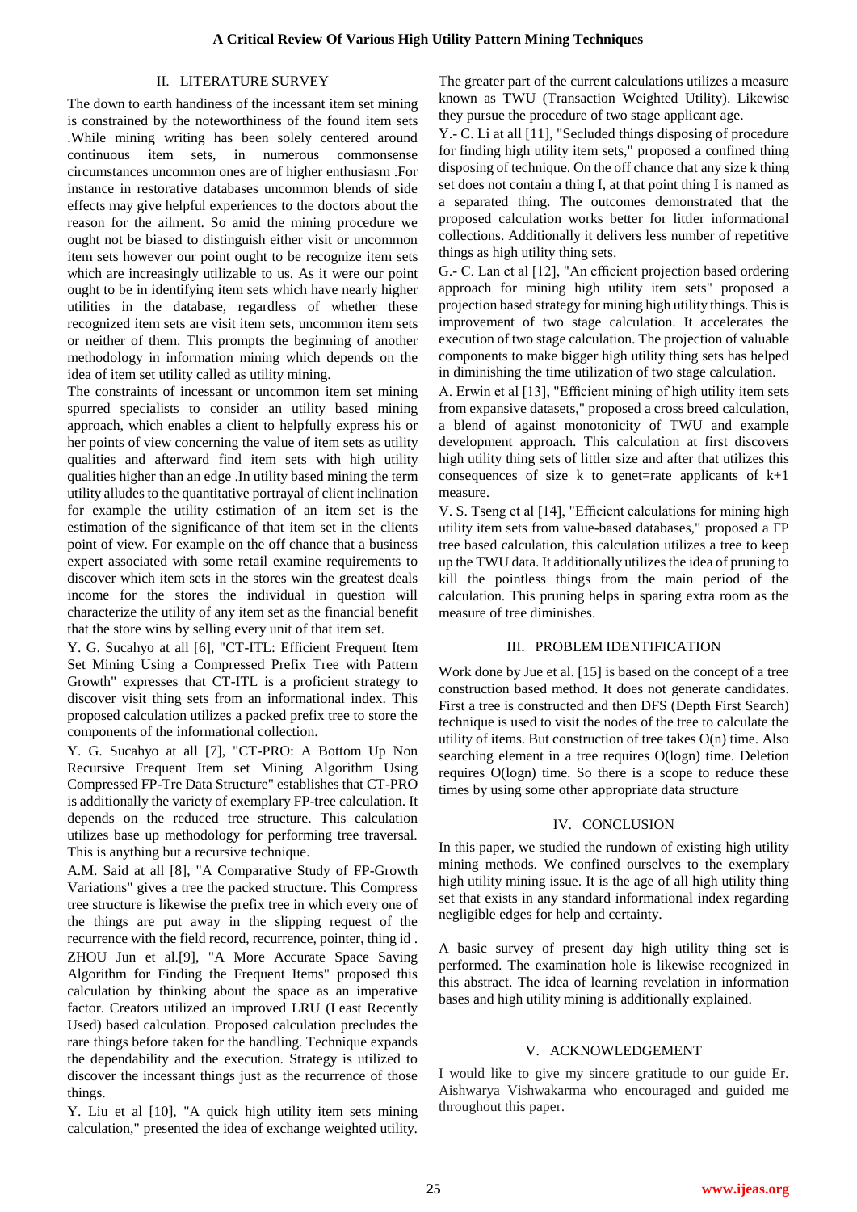## II. LITERATURE SURVEY

The down to earth handiness of the incessant item set mining is constrained by the noteworthiness of the found item sets .While mining writing has been solely centered around continuous item sets, in numerous commonsense circumstances uncommon ones are of higher enthusiasm .For instance in restorative databases uncommon blends of side effects may give helpful experiences to the doctors about the reason for the ailment. So amid the mining procedure we ought not be biased to distinguish either visit or uncommon item sets however our point ought to be recognize item sets which are increasingly utilizable to us. As it were our point ought to be in identifying item sets which have nearly higher utilities in the database, regardless of whether these recognized item sets are visit item sets, uncommon item sets or neither of them. This prompts the beginning of another methodology in information mining which depends on the idea of item set utility called as utility mining.

The constraints of incessant or uncommon item set mining spurred specialists to consider an utility based mining approach, which enables a client to helpfully express his or her points of view concerning the value of item sets as utility qualities and afterward find item sets with high utility qualities higher than an edge .In utility based mining the term utility alludes to the quantitative portrayal of client inclination for example the utility estimation of an item set is the estimation of the significance of that item set in the clients point of view. For example on the off chance that a business expert associated with some retail examine requirements to discover which item sets in the stores win the greatest deals income for the stores the individual in question will characterize the utility of any item set as the financial benefit that the store wins by selling every unit of that item set.

Y. G. Sucahyo at all [6], "CT-ITL: Efficient Frequent Item Set Mining Using a Compressed Prefix Tree with Pattern Growth" expresses that CT-ITL is a proficient strategy to discover visit thing sets from an informational index. This proposed calculation utilizes a packed prefix tree to store the components of the informational collection.

Y. G. Sucahyo at all [7], "CT-PRO: A Bottom Up Non Recursive Frequent Item set Mining Algorithm Using Compressed FP-Tre Data Structure" establishes that CT-PRO is additionally the variety of exemplary FP-tree calculation. It depends on the reduced tree structure. This calculation utilizes base up methodology for performing tree traversal. This is anything but a recursive technique.

A.M. Said at all [8], "A Comparative Study of FP-Growth Variations" gives a tree the packed structure. This Compress tree structure is likewise the prefix tree in which every one of the things are put away in the slipping request of the recurrence with the field record, recurrence, pointer, thing id .

ZHOU Jun et al.[9], "A More Accurate Space Saving Algorithm for Finding the Frequent Items" proposed this calculation by thinking about the space as an imperative factor. Creators utilized an improved LRU (Least Recently Used) based calculation. Proposed calculation precludes the rare things before taken for the handling. Technique expands the dependability and the execution. Strategy is utilized to discover the incessant things just as the recurrence of those things.

Y. Liu et al [10], "A quick high utility item sets mining calculation," presented the idea of exchange weighted utility. The greater part of the current calculations utilizes a measure known as TWU (Transaction Weighted Utility). Likewise they pursue the procedure of two stage applicant age.

Y.- C. Li at all [11], "Secluded things disposing of procedure for finding high utility item sets," proposed a confined thing disposing of technique. On the off chance that any size k thing set does not contain a thing I, at that point thing I is named as a separated thing. The outcomes demonstrated that the proposed calculation works better for littler informational collections. Additionally it delivers less number of repetitive things as high utility thing sets.

G.- C. Lan et al [12], "An efficient projection based ordering approach for mining high utility item sets" proposed a projection based strategy for mining high utility things. This is improvement of two stage calculation. It accelerates the execution of two stage calculation. The projection of valuable components to make bigger high utility thing sets has helped in diminishing the time utilization of two stage calculation.

A. Erwin et al [13], "Efficient mining of high utility item sets from expansive datasets," proposed a cross breed calculation, a blend of against monotonicity of TWU and example development approach. This calculation at first discovers high utility thing sets of littler size and after that utilizes this consequences of size k to genet=rate applicants of k+1 measure.

V. S. Tseng et al [14], "Efficient calculations for mining high utility item sets from value-based databases," proposed a FP tree based calculation, this calculation utilizes a tree to keep up the TWU data. It additionally utilizes the idea of pruning to kill the pointless things from the main period of the calculation. This pruning helps in sparing extra room as the measure of tree diminishes.

## III. PROBLEM IDENTIFICATION

Work done by Jue et al. [15] is based on the concept of a tree construction based method. It does not generate candidates. First a tree is constructed and then DFS (Depth First Search) technique is used to visit the nodes of the tree to calculate the utility of items. But construction of tree takes O(n) time. Also searching element in a tree requires O(logn) time. Deletion requires O(logn) time. So there is a scope to reduce these times by using some other appropriate data structure

## IV. CONCLUSION

In this paper, we studied the rundown of existing high utility mining methods. We confined ourselves to the exemplary high utility mining issue. It is the age of all high utility thing set that exists in any standard informational index regarding negligible edges for help and certainty.

A basic survey of present day high utility thing set is performed. The examination hole is likewise recognized in this abstract. The idea of learning revelation in information bases and high utility mining is additionally explained.

## V. ACKNOWLEDGEMENT

I would like to give my sincere gratitude to our guide Er. Aishwarya Vishwakarma who encouraged and guided me throughout this paper.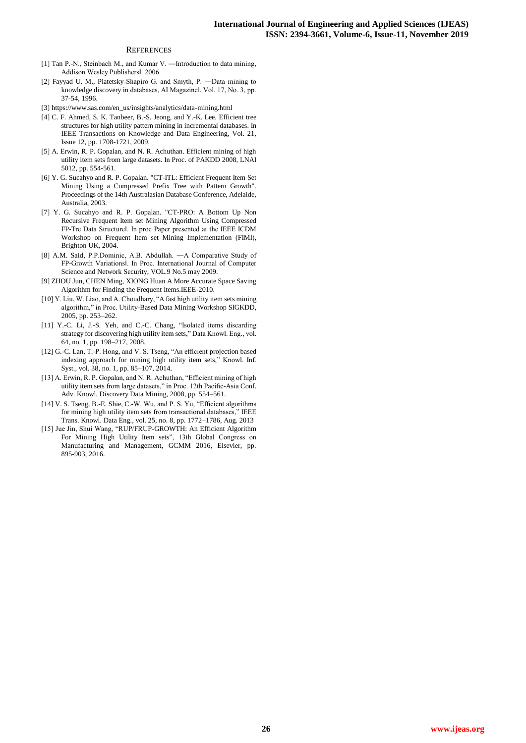## REFERENCES

[1] Tan P.-N., Steinbach M., and Kumar V. ―Introduction to data mining, Addison Wesley Publishers‖. 2006

[2] Fayyad U. M., Piatetsky-Shapiro G. and Smyth, P. ―Data mining to knowledge discovery in databases, AI Magazine‖. Vol. 17, No. 3, pp. 37-54, 1996.

[3] https://www.sas.com/en_us/insights/analytics/data-mining.html

[4] C. F. Ahmed, S. K. Tanbeer, B.-S. Jeong, and Y.-K. Lee. Efficient tree structures for high utility pattern mining in incremental databases. In IEEE Transactions on Knowledge and Data Engineering, Vol. 21, Issue 12, pp. 1708-1721, 2009.

[5] A. Erwin, R. P. Gopalan, and N. R. Achuthan. Efficient mining of high utility item sets from large datasets. In Proc. of PAKDD 2008, LNAI 5012, pp. 554-561.

[6] Y. G. Sucahyo and R. P. Gopalan. "CT-ITL: Efficient Frequent Item Set Mining Using a Compressed Prefix Tree with Pattern Growth". Proceedings of the 14th Australasian Database Conference, Adelaide, Australia, 2003.

[7] Y. G. Sucahyo and R. P. Gopalan. "CT-PRO: A Bottom Up Non Recursive Frequent Item set Mining Algorithm Using Compressed FP-Tre Data Structure‖. In proc Paper presented at the IEEE ICDM Workshop on Frequent Item set Mining Implementation (FIMI), Brighton UK, 2004.

[8] A.M. Said, P.P.Dominic, A.B. Abdullah. ―A Comparative Study of FP-Growth Variations‖. In Proc. International Journal of Computer Science and Network Security, VOL.9 No.5 may 2009.

[9] ZHOU Jun, CHEN Ming, XIONG Huan A More Accurate Space Saving Algorithm for Finding the Frequent Items.IEEE-2010.

[10] Y. Liu, W. Liao, and A. Choudhary, "A fast high utility item sets mining algorithm," in Proc. Utility-Based Data Mining Workshop SIGKDD, 2005, pp. 253–262.

[11] Y.-C. Li, J.-S. Yeh, and C.-C. Chang, "Isolated items discarding strategy for discovering high utility item sets," Data Knowl. Eng., vol. 64, no. 1, pp. 198–217, 2008.

[12] G.-C. Lan, T.-P. Hong, and V. S. Tseng, "An efficient projection based indexing approach for mining high utility item sets," Knowl. Inf. Syst., vol. 38, no. 1, pp. 85–107, 2014.

[13] A. Erwin, R. P. Gopalan, and N. R. Achuthan, "Efficient mining of high utility item sets from large datasets," in Proc. 12th Pacific-Asia Conf. Adv. Knowl. Discovery Data Mining, 2008, pp. 554–561.

[14] V. S. Tseng, B.-E. Shie, C.-W. Wu, and P. S. Yu, "Efficient algorithms for mining high utility item sets from transactional databases," IEEE Trans. Knowl. Data Eng., vol. 25, no. 8, pp. 1772–1786, Aug. 2013

[15] Jue Jin, Shui Wang, "RUP/FRUP-GROWTH: An Efficient Algorithm For Mining High Utility Item sets", 13th Global Congress on Manufacturing and Management, GCMM 2016, Elsevier, pp. 895-903, 2016.